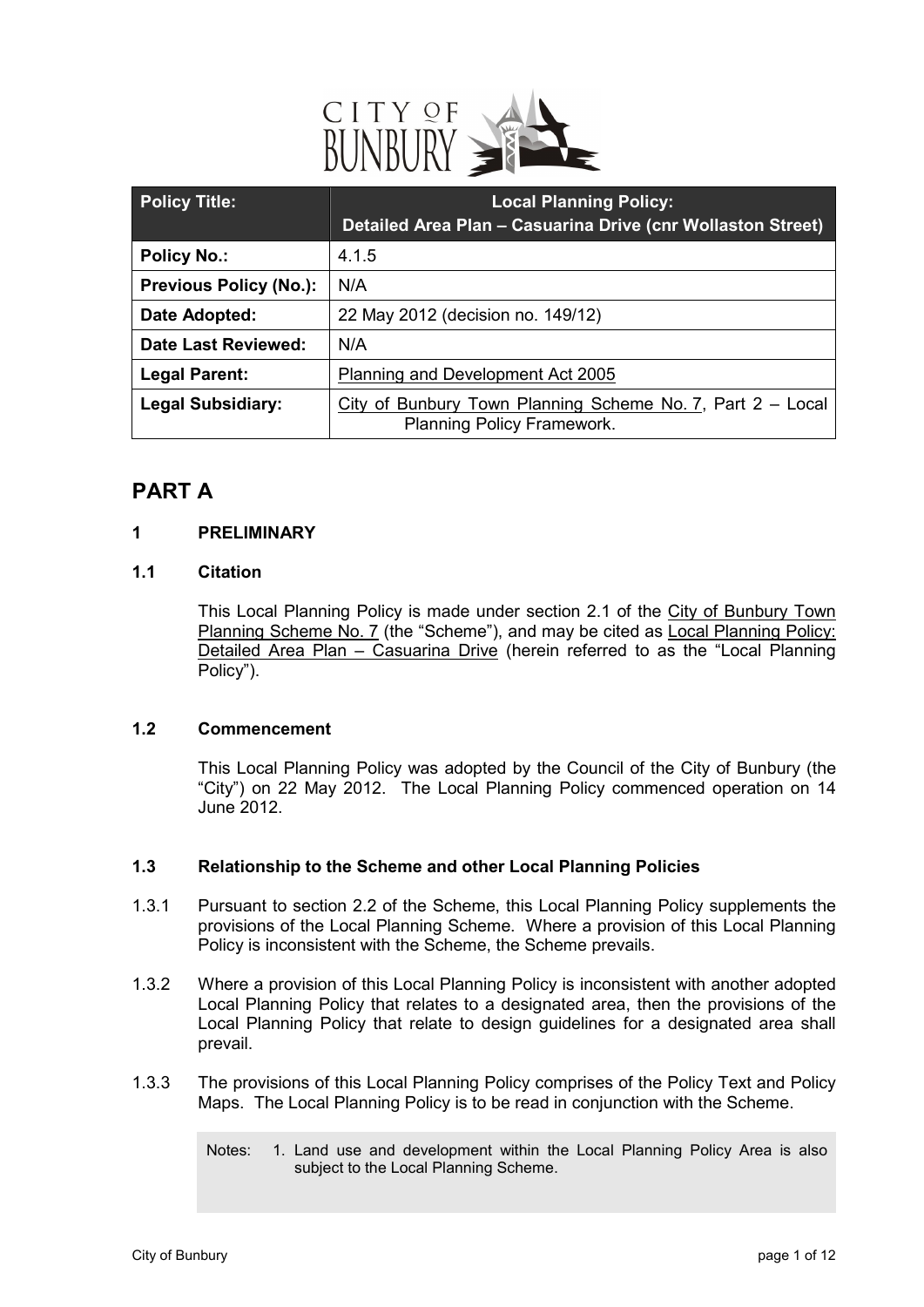CITY OF BUNBURY

| Policy Title: | Local Planning Policy: Detailed Area Plan – Casuarina Drive (cnr Wollaston Street) |
|---|---|
| Policy No.: | 4.1.5 |
| Previous Policy (No.): | N/A |
| Date Adopted: | 22 May 2012 (decision no. 149/12) |
| Date Last Reviewed: | N/A |
| Legal Parent: | Planning and Development Act 2005 |
| Legal Subsidiary: | City of Bunbury Town Planning Scheme No. 7, Part 2 – Local Planning Policy Framework. |

# PART A

## 1 PRELIMINARY

### 1.1 Citation

This Local Planning Policy is made under section 2.1 of the City of Bunbury Town Planning Scheme No. 7 (the "Scheme"), and may be cited as Local Planning Policy: Detailed Area Plan – Casuarina Drive (herein referred to as the "Local Planning Policy").

### 1.2 Commencement

This Local Planning Policy was adopted by the Council of the City of Bunbury (the "City") on 22 May 2012. The Local Planning Policy commenced operation on 14 June 2012.

### 1.3 Relationship to the Scheme and other Local Planning Policies

1.3.1 Pursuant to section 2.2 of the Scheme, this Local Planning Policy supplements the provisions of the Local Planning Scheme. Where a provision of this Local Planning Policy is inconsistent with the Scheme, the Scheme prevails.

1.3.2 Where a provision of this Local Planning Policy is inconsistent with another adopted Local Planning Policy that relates to a designated area, then the provisions of the Local Planning Policy that relate to design guidelines for a designated area shall prevail.

1.3.3 The provisions of this Local Planning Policy comprises of the Policy Text and Policy Maps. The Local Planning Policy is to be read in conjunction with the Scheme.

> Notes: 1. Land use and development within the Local Planning Policy Area is also subject to the Local Planning Scheme.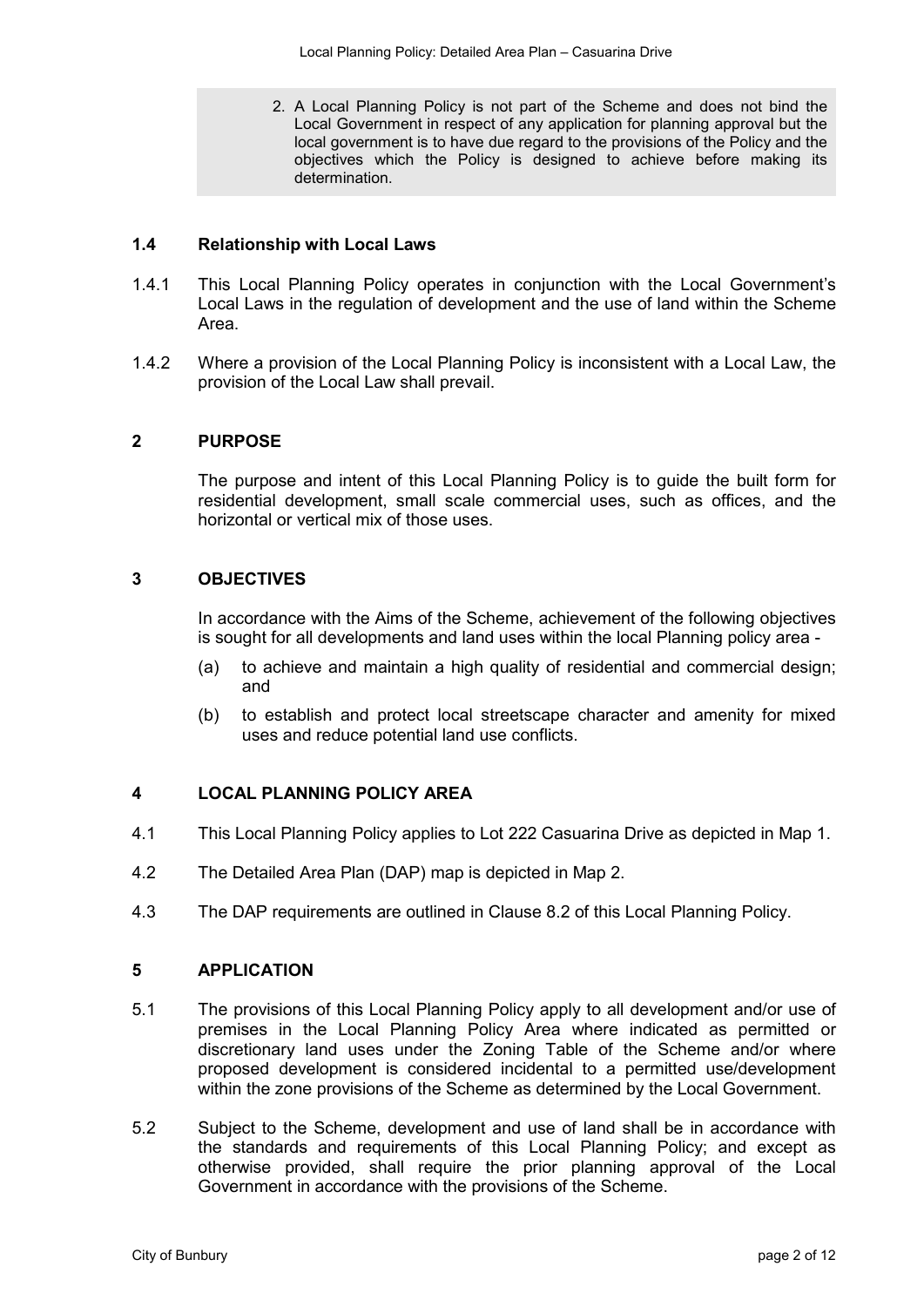2. A Local Planning Policy is not part of the Scheme and does not bind the Local Government in respect of any application for planning approval but the local government is to have due regard to the provisions of the Policy and the objectives which the Policy is designed to achieve before making its determination.

### 1.4 Relationship with Local Laws

1.4.1 This Local Planning Policy operates in conjunction with the Local Government's Local Laws in the regulation of development and the use of land within the Scheme Area.

1.4.2 Where a provision of the Local Planning Policy is inconsistent with a Local Law, the provision of the Local Law shall prevail.

## 2 PURPOSE

The purpose and intent of this Local Planning Policy is to guide the built form for residential development, small scale commercial uses, such as offices, and the horizontal or vertical mix of those uses.

## 3 OBJECTIVES

In accordance with the Aims of the Scheme, achievement of the following objectives is sought for all developments and land uses within the local Planning policy area -

(a) to achieve and maintain a high quality of residential and commercial design; and

(b) to establish and protect local streetscape character and amenity for mixed uses and reduce potential land use conflicts.

## 4 LOCAL PLANNING POLICY AREA

4.1 This Local Planning Policy applies to Lot 222 Casuarina Drive as depicted in Map 1.

4.2 The Detailed Area Plan (DAP) map is depicted in Map 2.

4.3 The DAP requirements are outlined in Clause 8.2 of this Local Planning Policy.

## 5 APPLICATION

5.1 The provisions of this Local Planning Policy apply to all development and/or use of premises in the Local Planning Policy Area where indicated as permitted or discretionary land uses under the Zoning Table of the Scheme and/or where proposed development is considered incidental to a permitted use/development within the zone provisions of the Scheme as determined by the Local Government.

5.2 Subject to the Scheme, development and use of land shall be in accordance with the standards and requirements of this Local Planning Policy; and except as otherwise provided, shall require the prior planning approval of the Local Government in accordance with the provisions of the Scheme.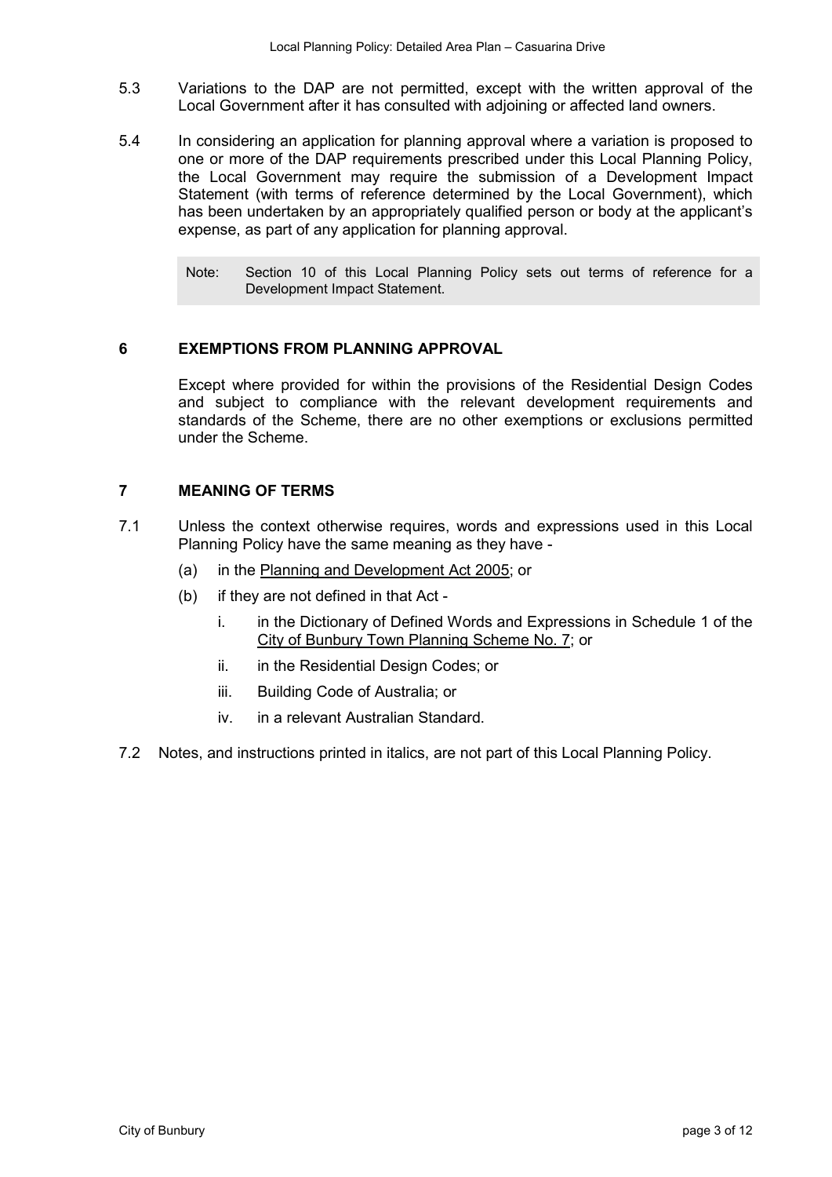5.3 Variations to the DAP are not permitted, except with the written approval of the Local Government after it has consulted with adjoining or affected land owners.

5.4 In considering an application for planning approval where a variation is proposed to one or more of the DAP requirements prescribed under this Local Planning Policy, the Local Government may require the submission of a Development Impact Statement (with terms of reference determined by the Local Government), which has been undertaken by an appropriately qualified person or body at the applicant's expense, as part of any application for planning approval.

> Note: Section 10 of this Local Planning Policy sets out terms of reference for a Development Impact Statement.

## 6 EXEMPTIONS FROM PLANNING APPROVAL

Except where provided for within the provisions of the Residential Design Codes and subject to compliance with the relevant development requirements and standards of the Scheme, there are no other exemptions or exclusions permitted under the Scheme.

## 7 MEANING OF TERMS

7.1 Unless the context otherwise requires, words and expressions used in this Local Planning Policy have the same meaning as they have -

(a) in the Planning and Development Act 2005; or

(b) if they are not defined in that Act -

i. in the Dictionary of Defined Words and Expressions in Schedule 1 of the City of Bunbury Town Planning Scheme No. 7; or

ii. in the Residential Design Codes; or

iii. Building Code of Australia; or

iv. in a relevant Australian Standard.

7.2 Notes, and instructions printed in italics, are not part of this Local Planning Policy.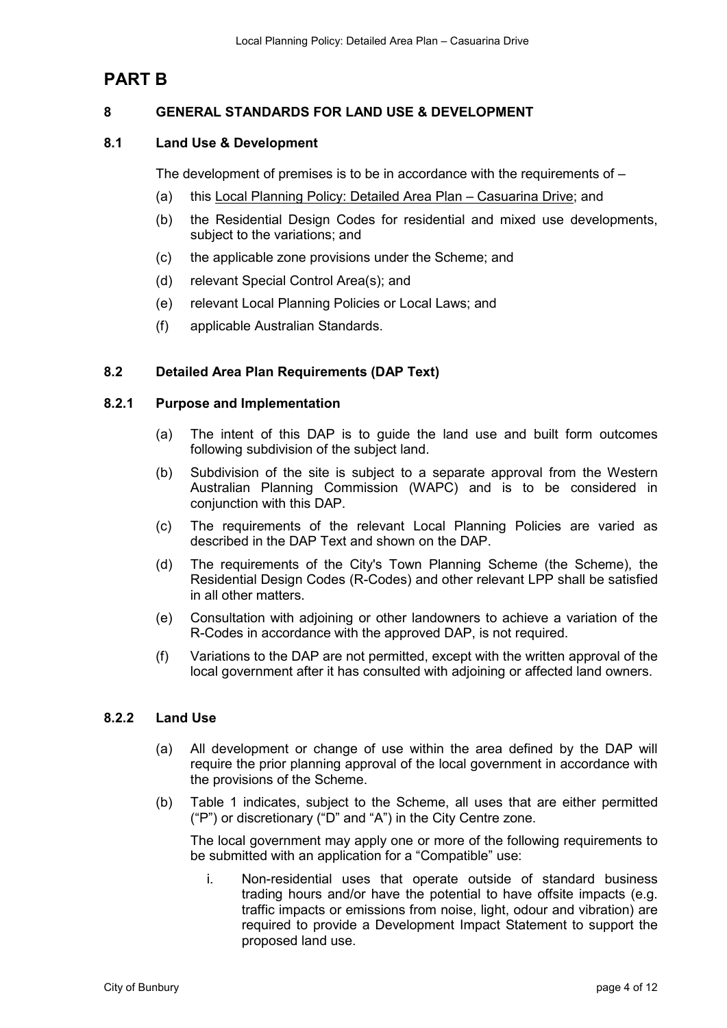# PART B

## 8 GENERAL STANDARDS FOR LAND USE & DEVELOPMENT

### 8.1 Land Use & Development

The development of premises is to be in accordance with the requirements of –

(a) this Local Planning Policy: Detailed Area Plan – Casuarina Drive; and

(b) the Residential Design Codes for residential and mixed use developments, subject to the variations; and

(c) the applicable zone provisions under the Scheme; and

(d) relevant Special Control Area(s); and

(e) relevant Local Planning Policies or Local Laws; and

(f) applicable Australian Standards.

### 8.2 Detailed Area Plan Requirements (DAP Text)

#### 8.2.1 Purpose and Implementation

(a) The intent of this DAP is to guide the land use and built form outcomes following subdivision of the subject land.

(b) Subdivision of the site is subject to a separate approval from the Western Australian Planning Commission (WAPC) and is to be considered in conjunction with this DAP.

(c) The requirements of the relevant Local Planning Policies are varied as described in the DAP Text and shown on the DAP.

(d) The requirements of the City's Town Planning Scheme (the Scheme), the Residential Design Codes (R-Codes) and other relevant LPP shall be satisfied in all other matters.

(e) Consultation with adjoining or other landowners to achieve a variation of the R-Codes in accordance with the approved DAP, is not required.

(f) Variations to the DAP are not permitted, except with the written approval of the local government after it has consulted with adjoining or affected land owners.

#### 8.2.2 Land Use

(a) All development or change of use within the area defined by the DAP will require the prior planning approval of the local government in accordance with the provisions of the Scheme.

(b) Table 1 indicates, subject to the Scheme, all uses that are either permitted ("P") or discretionary ("D" and "A") in the City Centre zone.

The local government may apply one or more of the following requirements to be submitted with an application for a "Compatible" use:

i. Non-residential uses that operate outside of standard business trading hours and/or have the potential to have offsite impacts (e.g. traffic impacts or emissions from noise, light, odour and vibration) are required to provide a Development Impact Statement to support the proposed land use.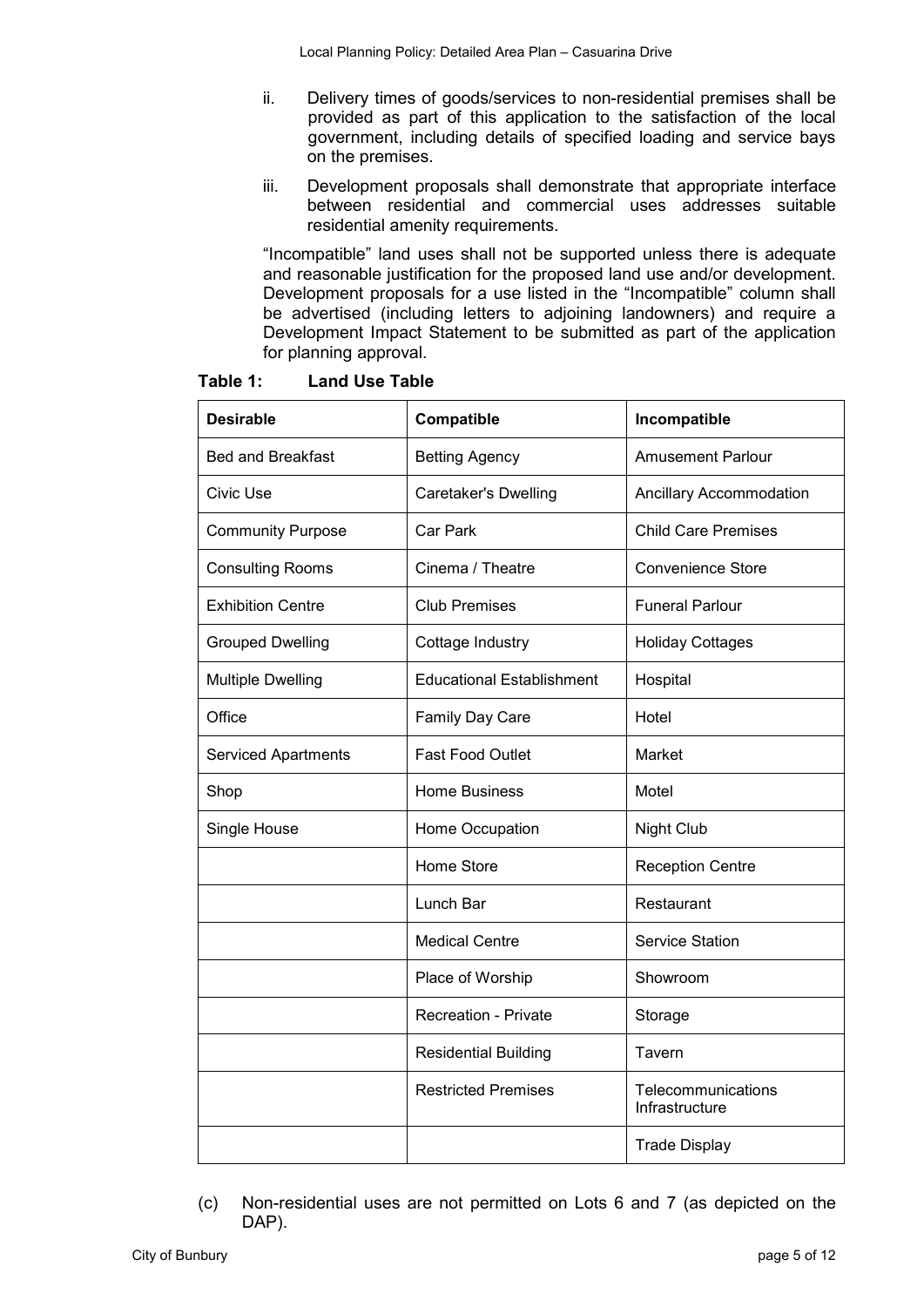ii. Delivery times of goods/services to non-residential premises shall be provided as part of this application to the satisfaction of the local government, including details of specified loading and service bays on the premises.

iii. Development proposals shall demonstrate that appropriate interface between residential and commercial uses addresses suitable residential amenity requirements.

"Incompatible" land uses shall not be supported unless there is adequate and reasonable justification for the proposed land use and/or development. Development proposals for a use listed in the "Incompatible" column shall be advertised (including letters to adjoining landowners) and require a Development Impact Statement to be submitted as part of the application for planning approval.

**Table 1: Land Use Table**

| Desirable | Compatible | Incompatible |
|---|---|---|
| Bed and Breakfast | Betting Agency | Amusement Parlour |
| Civic Use | Caretaker's Dwelling | Ancillary Accommodation |
| Community Purpose | Car Park | Child Care Premises |
| Consulting Rooms | Cinema / Theatre | Convenience Store |
| Exhibition Centre | Club Premises | Funeral Parlour |
| Grouped Dwelling | Cottage Industry | Holiday Cottages |
| Multiple Dwelling | Educational Establishment | Hospital |
| Office | Family Day Care | Hotel |
| Serviced Apartments | Fast Food Outlet | Market |
| Shop | Home Business | Motel |
| Single House | Home Occupation | Night Club |
| | Home Store | Reception Centre |
| | Lunch Bar | Restaurant |
| | Medical Centre | Service Station |
| | Place of Worship | Showroom |
| | Recreation - Private | Storage |
| | Residential Building | Tavern |
| | Restricted Premises | Telecommunications Infrastructure |
| | | Trade Display |

(c) Non-residential uses are not permitted on Lots 6 and 7 (as depicted on the DAP).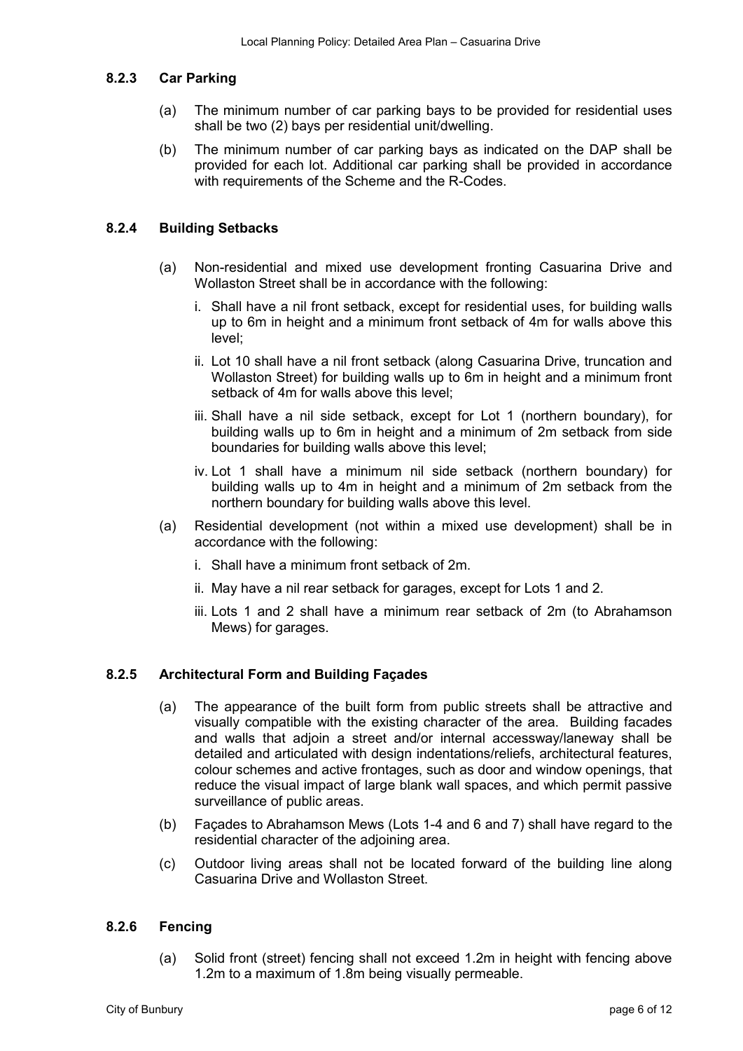### 8.2.3 Car Parking

(a) The minimum number of car parking bays to be provided for residential uses shall be two (2) bays per residential unit/dwelling.

(b) The minimum number of car parking bays as indicated on the DAP shall be provided for each lot. Additional car parking shall be provided in accordance with requirements of the Scheme and the R-Codes.

### 8.2.4 Building Setbacks

(a) Non-residential and mixed use development fronting Casuarina Drive and Wollaston Street shall be in accordance with the following:

i. Shall have a nil front setback, except for residential uses, for building walls up to 6m in height and a minimum front setback of 4m for walls above this level;

ii. Lot 10 shall have a nil front setback (along Casuarina Drive, truncation and Wollaston Street) for building walls up to 6m in height and a minimum front setback of 4m for walls above this level;

iii. Shall have a nil side setback, except for Lot 1 (northern boundary), for building walls up to 6m in height and a minimum of 2m setback from side boundaries for building walls above this level;

iv. Lot 1 shall have a minimum nil side setback (northern boundary) for building walls up to 4m in height and a minimum of 2m setback from the northern boundary for building walls above this level.

(a) Residential development (not within a mixed use development) shall be in accordance with the following:

i. Shall have a minimum front setback of 2m.

ii. May have a nil rear setback for garages, except for Lots 1 and 2.

iii. Lots 1 and 2 shall have a minimum rear setback of 2m (to Abrahamson Mews) for garages.

### 8.2.5 Architectural Form and Building Façades

(a) The appearance of the built form from public streets shall be attractive and visually compatible with the existing character of the area. Building facades and walls that adjoin a street and/or internal accessway/laneway shall be detailed and articulated with design indentations/reliefs, architectural features, colour schemes and active frontages, such as door and window openings, that reduce the visual impact of large blank wall spaces, and which permit passive surveillance of public areas.

(b) Façades to Abrahamson Mews (Lots 1-4 and 6 and 7) shall have regard to the residential character of the adjoining area.

(c) Outdoor living areas shall not be located forward of the building line along Casuarina Drive and Wollaston Street.

### 8.2.6 Fencing

(a) Solid front (street) fencing shall not exceed 1.2m in height with fencing above 1.2m to a maximum of 1.8m being visually permeable.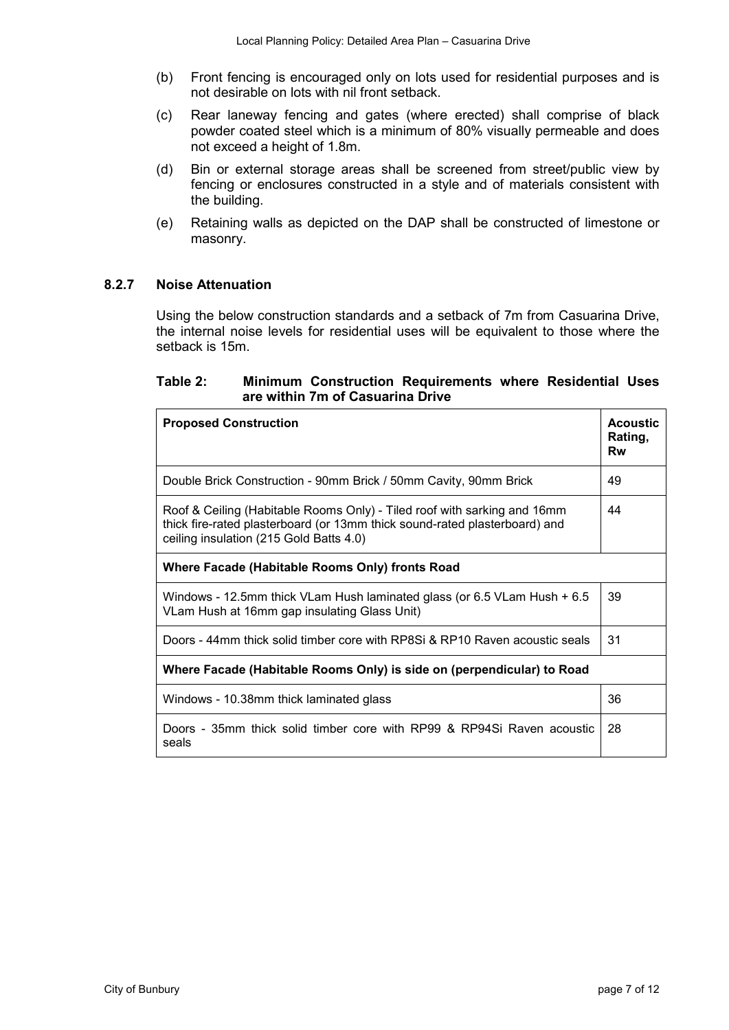(b) Front fencing is encouraged only on lots used for residential purposes and is not desirable on lots with nil front setback.

(c) Rear laneway fencing and gates (where erected) shall comprise of black powder coated steel which is a minimum of 80% visually permeable and does not exceed a height of 1.8m.

(d) Bin or external storage areas shall be screened from street/public view by fencing or enclosures constructed in a style and of materials consistent with the building.

(e) Retaining walls as depicted on the DAP shall be constructed of limestone or masonry.

### 8.2.7 Noise Attenuation

Using the below construction standards and a setback of 7m from Casuarina Drive, the internal noise levels for residential uses will be equivalent to those where the setback is 15m.

**Table 2: Minimum Construction Requirements where Residential Uses are within 7m of Casuarina Drive**

| Proposed Construction | Acoustic Rating, Rw |
|---|---|
| Double Brick Construction - 90mm Brick / 50mm Cavity, 90mm Brick | 49 |
| Roof & Ceiling (Habitable Rooms Only) - Tiled roof with sarking and 16mm thick fire-rated plasterboard (or 13mm thick sound-rated plasterboard) and ceiling insulation (215 Gold Batts 4.0) | 44 |
| **Where Facade (Habitable Rooms Only) fronts Road** | |
| Windows - 12.5mm thick VLam Hush laminated glass (or 6.5 VLam Hush + 6.5 VLam Hush at 16mm gap insulating Glass Unit) | 39 |
| Doors - 44mm thick solid timber core with RP8Si & RP10 Raven acoustic seals | 31 |
| **Where Facade (Habitable Rooms Only) is side on (perpendicular) to Road** | |
| Windows - 10.38mm thick laminated glass | 36 |
| Doors - 35mm thick solid timber core with RP99 & RP94Si Raven acoustic seals | 28 |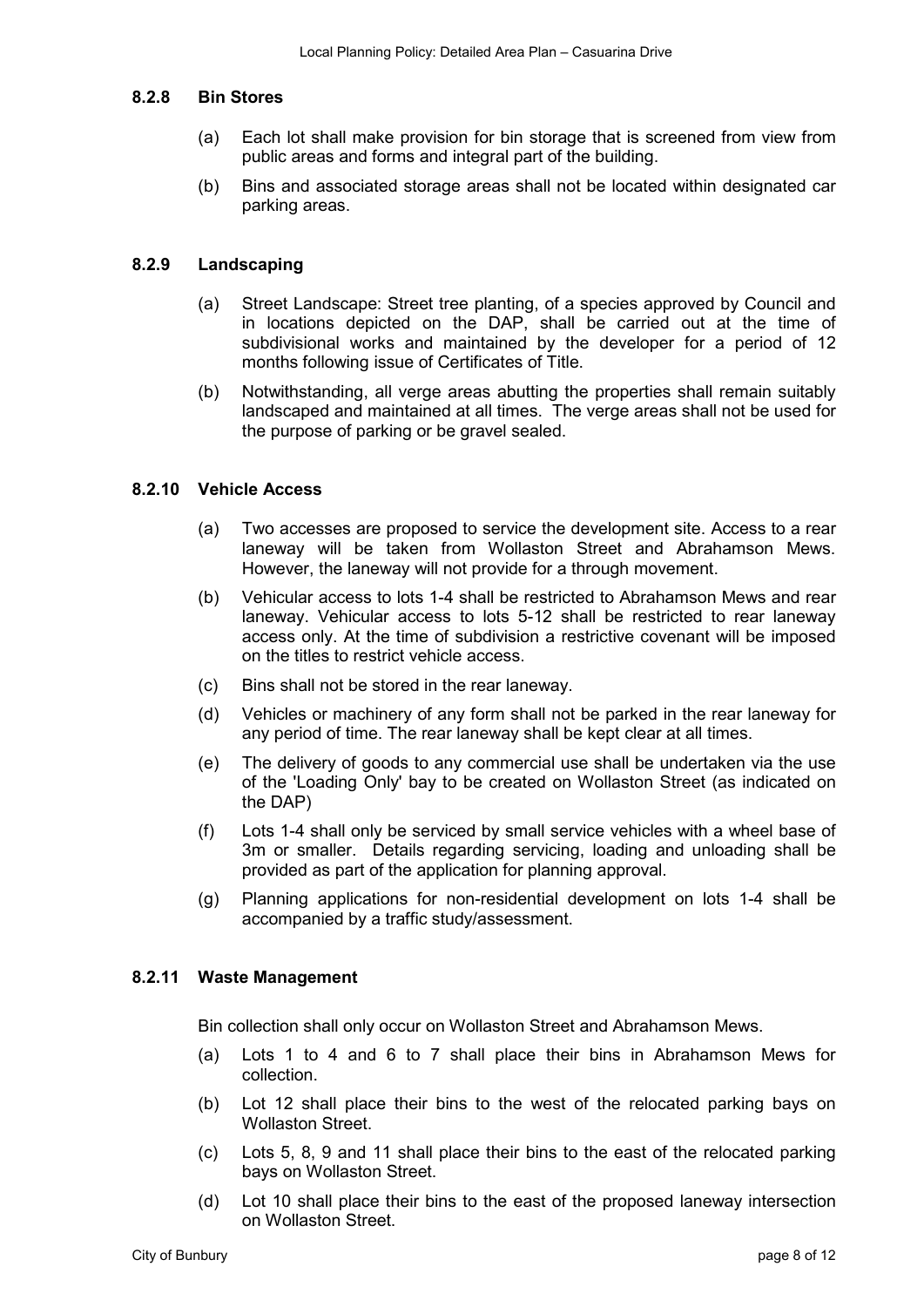### 8.2.8 Bin Stores

(a) Each lot shall make provision for bin storage that is screened from view from public areas and forms and integral part of the building.

(b) Bins and associated storage areas shall not be located within designated car parking areas.

### 8.2.9 Landscaping

(a) Street Landscape: Street tree planting, of a species approved by Council and in locations depicted on the DAP, shall be carried out at the time of subdivisional works and maintained by the developer for a period of 12 months following issue of Certificates of Title.

(b) Notwithstanding, all verge areas abutting the properties shall remain suitably landscaped and maintained at all times. The verge areas shall not be used for the purpose of parking or be gravel sealed.

### 8.2.10 Vehicle Access

(a) Two accesses are proposed to service the development site. Access to a rear laneway will be taken from Wollaston Street and Abrahamson Mews. However, the laneway will not provide for a through movement.

(b) Vehicular access to lots 1-4 shall be restricted to Abrahamson Mews and rear laneway. Vehicular access to lots 5-12 shall be restricted to rear laneway access only. At the time of subdivision a restrictive covenant will be imposed on the titles to restrict vehicle access.

(c) Bins shall not be stored in the rear laneway.

(d) Vehicles or machinery of any form shall not be parked in the rear laneway for any period of time. The rear laneway shall be kept clear at all times.

(e) The delivery of goods to any commercial use shall be undertaken via the use of the 'Loading Only' bay to be created on Wollaston Street (as indicated on the DAP)

(f) Lots 1-4 shall only be serviced by small service vehicles with a wheel base of 3m or smaller. Details regarding servicing, loading and unloading shall be provided as part of the application for planning approval.

(g) Planning applications for non-residential development on lots 1-4 shall be accompanied by a traffic study/assessment.

### 8.2.11 Waste Management

Bin collection shall only occur on Wollaston Street and Abrahamson Mews.

(a) Lots 1 to 4 and 6 to 7 shall place their bins in Abrahamson Mews for collection.

(b) Lot 12 shall place their bins to the west of the relocated parking bays on Wollaston Street.

(c) Lots 5, 8, 9 and 11 shall place their bins to the east of the relocated parking bays on Wollaston Street.

(d) Lot 10 shall place their bins to the east of the proposed laneway intersection on Wollaston Street.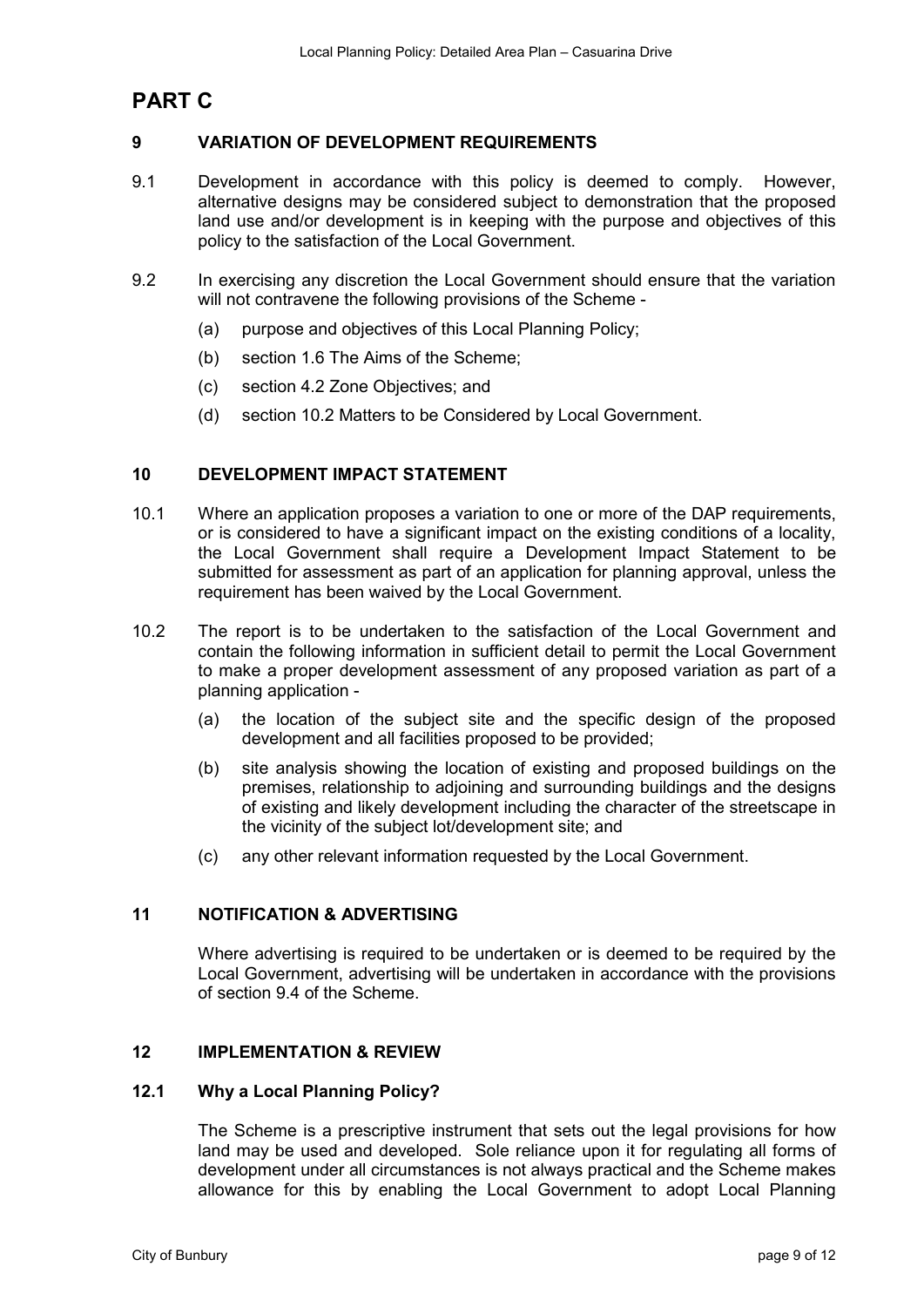# PART C

## 9 VARIATION OF DEVELOPMENT REQUIREMENTS

9.1 Development in accordance with this policy is deemed to comply. However, alternative designs may be considered subject to demonstration that the proposed land use and/or development is in keeping with the purpose and objectives of this policy to the satisfaction of the Local Government.

9.2 In exercising any discretion the Local Government should ensure that the variation will not contravene the following provisions of the Scheme -

(a) purpose and objectives of this Local Planning Policy;

(b) section 1.6 The Aims of the Scheme;

(c) section 4.2 Zone Objectives; and

(d) section 10.2 Matters to be Considered by Local Government.

## 10 DEVELOPMENT IMPACT STATEMENT

10.1 Where an application proposes a variation to one or more of the DAP requirements, or is considered to have a significant impact on the existing conditions of a locality, the Local Government shall require a Development Impact Statement to be submitted for assessment as part of an application for planning approval, unless the requirement has been waived by the Local Government.

10.2 The report is to be undertaken to the satisfaction of the Local Government and contain the following information in sufficient detail to permit the Local Government to make a proper development assessment of any proposed variation as part of a planning application -

(a) the location of the subject site and the specific design of the proposed development and all facilities proposed to be provided;

(b) site analysis showing the location of existing and proposed buildings on the premises, relationship to adjoining and surrounding buildings and the designs of existing and likely development including the character of the streetscape in the vicinity of the subject lot/development site; and

(c) any other relevant information requested by the Local Government.

## 11 NOTIFICATION & ADVERTISING

Where advertising is required to be undertaken or is deemed to be required by the Local Government, advertising will be undertaken in accordance with the provisions of section 9.4 of the Scheme.

## 12 IMPLEMENTATION & REVIEW

### 12.1 Why a Local Planning Policy?

The Scheme is a prescriptive instrument that sets out the legal provisions for how land may be used and developed. Sole reliance upon it for regulating all forms of development under all circumstances is not always practical and the Scheme makes allowance for this by enabling the Local Government to adopt Local Planning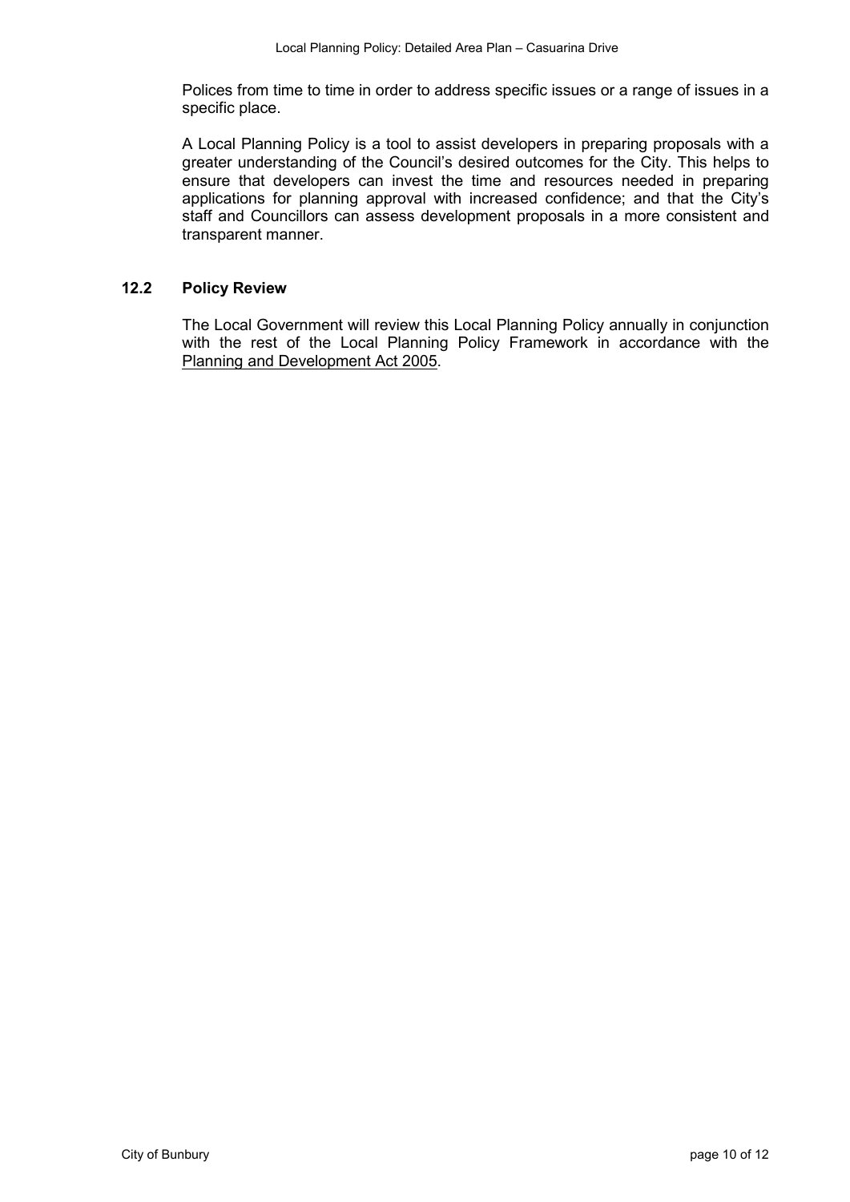Polices from time to time in order to address specific issues or a range of issues in a specific place.

A Local Planning Policy is a tool to assist developers in preparing proposals with a greater understanding of the Council's desired outcomes for the City. This helps to ensure that developers can invest the time and resources needed in preparing applications for planning approval with increased confidence; and that the City's staff and Councillors can assess development proposals in a more consistent and transparent manner.

### 12.2 Policy Review

The Local Government will review this Local Planning Policy annually in conjunction with the rest of the Local Planning Policy Framework in accordance with the Planning and Development Act 2005.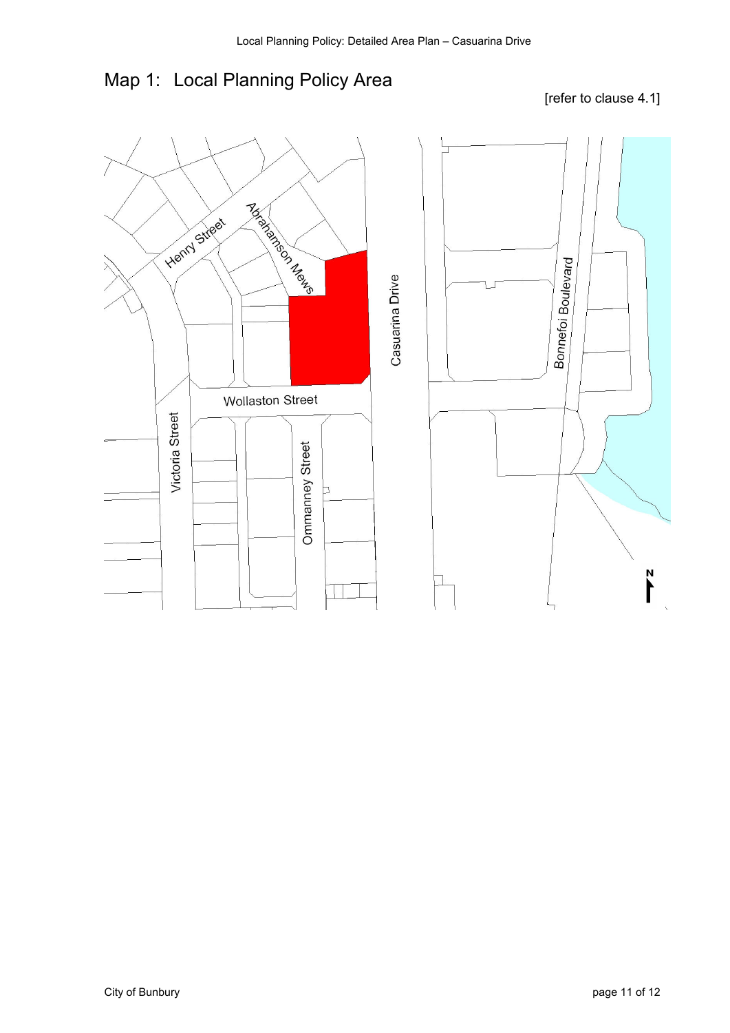# Map 1: Local Planning Policy Area

[refer to clause 4.1]

Henry Street

Abrahamson Mews

Casuarina Drive

Bonnefoi Boulevard

Wollaston Street

Victoria Street

Ommanney Street

N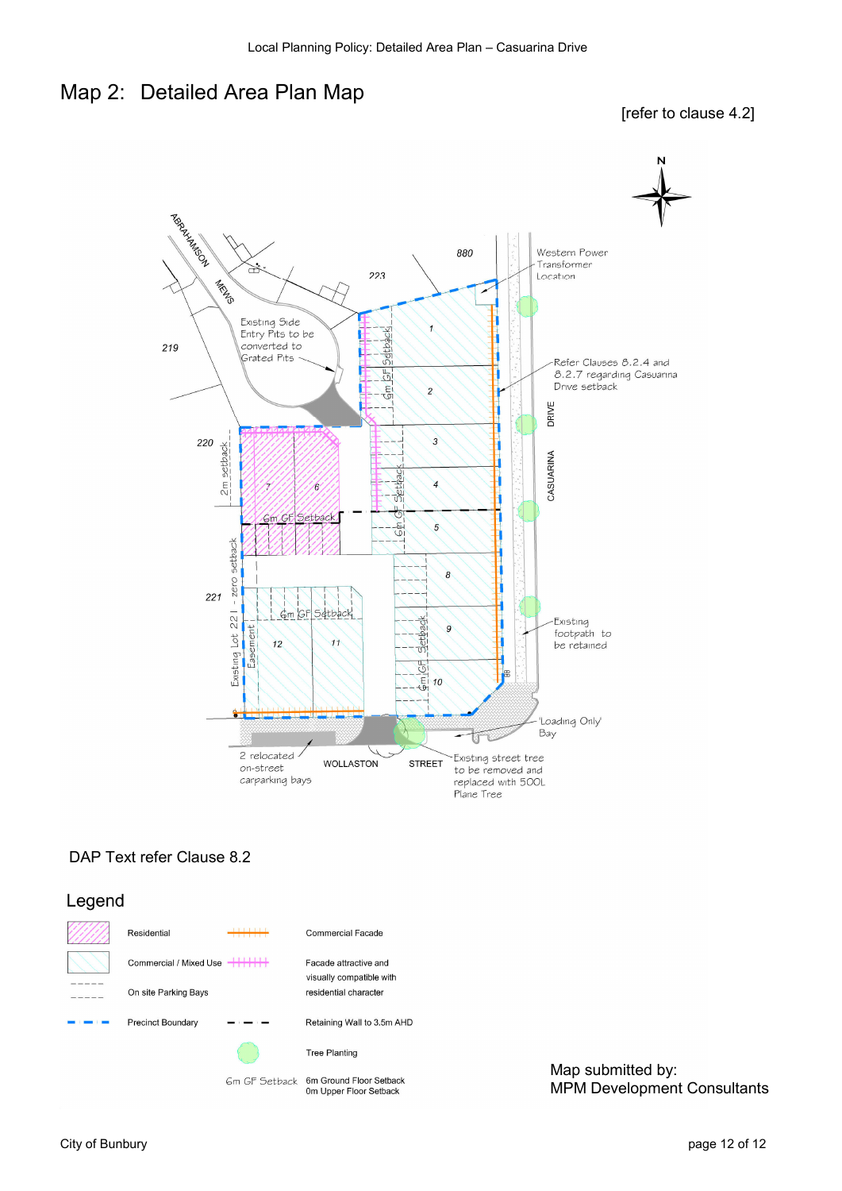# Map 2: Detailed Area Plan Map

[refer to clause 4.2]

N

ABRAHAMSON MEWS

880

223

219

220

221

Western Power Transformer Location

Existing Side Entry Pits to be converted to Grated Pits

Refer Clauses 8.2.4 and 8.2.7 regarding Casuarina Drive setback

CASUARINA DRIVE

1

2

3

4

5

6

7

8

9

10

11

12

6m GF Setback

2m setback

zero setback

Existing Lot 221 Easement

Existing footpath to be retained

'Loading Only' Bay

2 relocated on-street carparking bays

WOLLASTON STREET

Existing street tree to be removed and replaced with 500L Plane Tree

DAP Text refer Clause 8.2

## Legend

- Residential
- Commercial / Mixed Use
- On site Parking Bays
- Precinct Boundary
- Commercial Facade
- Facade attractive and visually compatible with residential character
- Retaining Wall to 3.5m AHD
- Tree Planting
- 6m GF Setback — 6m Ground Floor Setback, 0m Upper Floor Setback

Map submitted by:
MPM Development Consultants